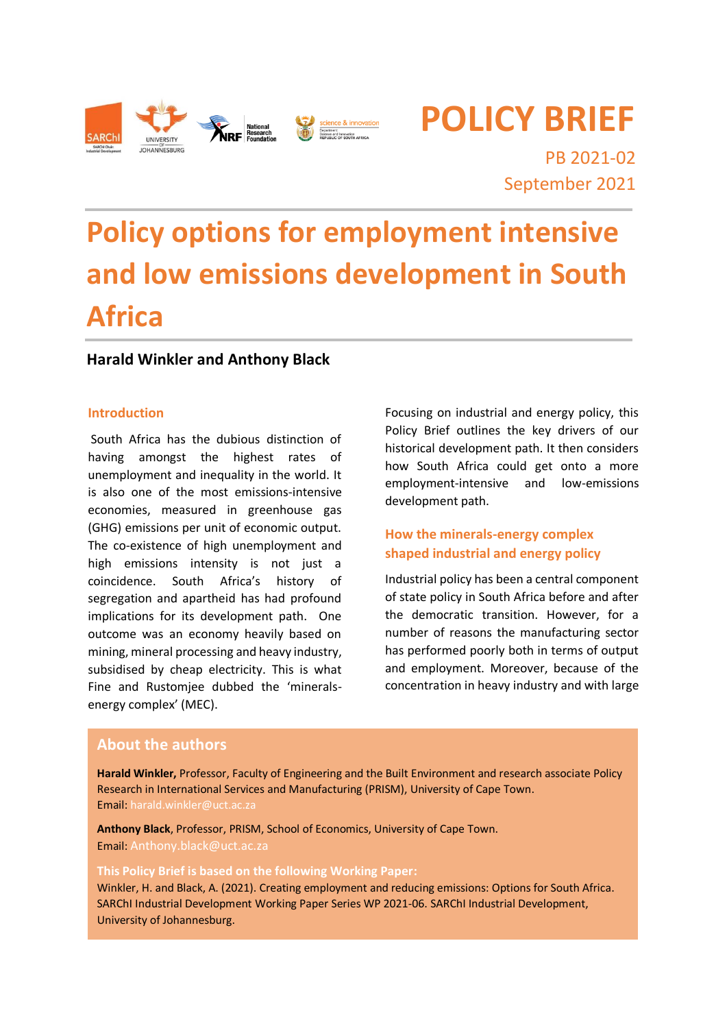# POLICY BRIEF

PB 2021-02

September 2021

# Policy options for employment intensive and low emissions development in South Africa

**Harald Winkler and Anthony Black**

## Introduction

South Africa has the dubious distinction of having amongst the highest rates of unemployment and inequality in the world. It is also one of the most emissions-intensive economies, measured in greenhouse gas (GHG) emissions per unit of economic output. The co-existence of high unemployment and high emissions intensity is not just a coincidence. South Africa's history of segregation and apartheid has had profound implications for its development path. One outcome was an economy heavily based on mining, mineral processing and heavy industry, subsidised by cheap electricity. This is what Fine and Rustomjee dubbed the 'minerals-energy complex' (MEC).

Focusing on industrial and energy policy, this Policy Brief outlines the key drivers of our historical development path. It then considers how South Africa could get onto a more employment-intensive and low-emissions development path.

## How the minerals-energy complex shaped industrial and energy policy

Industrial policy has been a central component of state policy in South Africa before and after the democratic transition. However, for a number of reasons the manufacturing sector has performed poorly both in terms of output and employment. Moreover, because of the concentration in heavy industry and with large

## About the authors

**Harald Winkler,** Professor, Faculty of Engineering and the Built Environment and research associate Policy Research in International Services and Manufacturing (PRISM), University of Cape Town.
Email: harald.winkler@uct.ac.za

**Anthony Black**, Professor, PRISM, School of Economics, University of Cape Town.
Email: Anthony.black@uct.ac.za

**This Policy Brief is based on the following Working Paper:**
Winkler, H. and Black, A. (2021). Creating employment and reducing emissions: Options for South Africa. SARChI Industrial Development Working Paper Series WP 2021-06. SARChI Industrial Development, University of Johannesburg.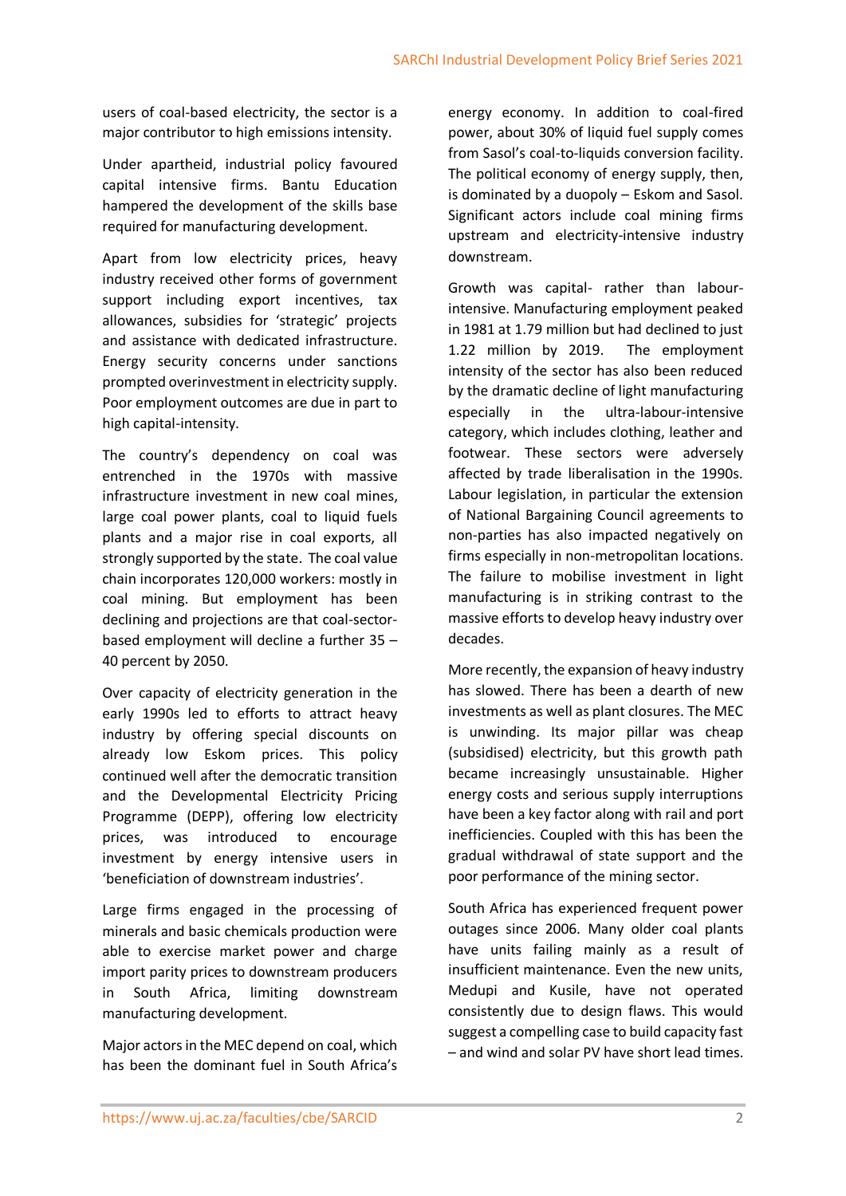users of coal-based electricity, the sector is a major contributor to high emissions intensity.

Under apartheid, industrial policy favoured capital intensive firms. Bantu Education hampered the development of the skills base required for manufacturing development.

Apart from low electricity prices, heavy industry received other forms of government support including export incentives, tax allowances, subsidies for 'strategic' projects and assistance with dedicated infrastructure. Energy security concerns under sanctions prompted overinvestment in electricity supply. Poor employment outcomes are due in part to high capital-intensity.

The country's dependency on coal was entrenched in the 1970s with massive infrastructure investment in new coal mines, large coal power plants, coal to liquid fuels plants and a major rise in coal exports, all strongly supported by the state. The coal value chain incorporates 120,000 workers: mostly in coal mining. But employment has been declining and projections are that coal-sector-based employment will decline a further 35 – 40 percent by 2050.

Over capacity of electricity generation in the early 1990s led to efforts to attract heavy industry by offering special discounts on already low Eskom prices. This policy continued well after the democratic transition and the Developmental Electricity Pricing Programme (DEPP), offering low electricity prices, was introduced to encourage investment by energy intensive users in 'beneficiation of downstream industries'.

Large firms engaged in the processing of minerals and basic chemicals production were able to exercise market power and charge import parity prices to downstream producers in South Africa, limiting downstream manufacturing development.

Major actors in the MEC depend on coal, which has been the dominant fuel in South Africa's energy economy. In addition to coal-fired power, about 30% of liquid fuel supply comes from Sasol's coal-to-liquids conversion facility. The political economy of energy supply, then, is dominated by a duopoly – Eskom and Sasol. Significant actors include coal mining firms upstream and electricity-intensive industry downstream.

Growth was capital- rather than labour-intensive. Manufacturing employment peaked in 1981 at 1.79 million but had declined to just 1.22 million by 2019. The employment intensity of the sector has also been reduced by the dramatic decline of light manufacturing especially in the ultra-labour-intensive category, which includes clothing, leather and footwear. These sectors were adversely affected by trade liberalisation in the 1990s. Labour legislation, in particular the extension of National Bargaining Council agreements to non-parties has also impacted negatively on firms especially in non-metropolitan locations. The failure to mobilise investment in light manufacturing is in striking contrast to the massive efforts to develop heavy industry over decades.

More recently, the expansion of heavy industry has slowed. There has been a dearth of new investments as well as plant closures. The MEC is unwinding. Its major pillar was cheap (subsidised) electricity, but this growth path became increasingly unsustainable. Higher energy costs and serious supply interruptions have been a key factor along with rail and port inefficiencies. Coupled with this has been the gradual withdrawal of state support and the poor performance of the mining sector.

South Africa has experienced frequent power outages since 2006. Many older coal plants have units failing mainly as a result of insufficient maintenance. Even the new units, Medupi and Kusile, have not operated consistently due to design flaws. This would suggest a compelling case to build capacity fast – and wind and solar PV have short lead times.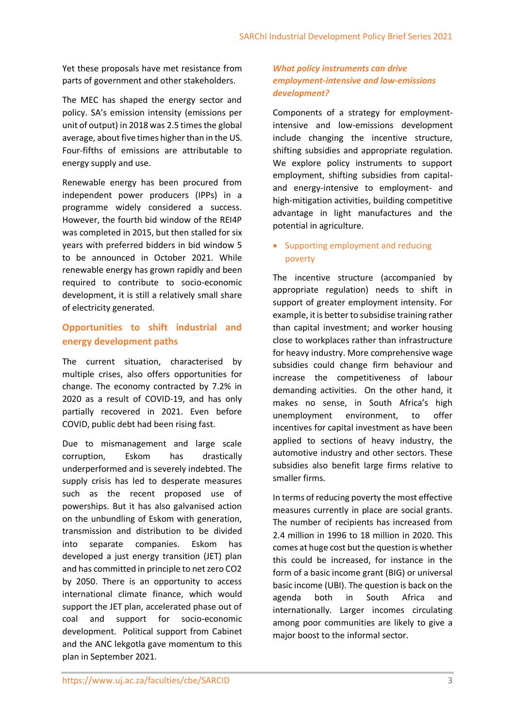Yet these proposals have met resistance from parts of government and other stakeholders.

The MEC has shaped the energy sector and policy. SA's emission intensity (emissions per unit of output) in 2018 was 2.5 times the global average, about five times higher than in the US. Four-fifths of emissions are attributable to energy supply and use.

Renewable energy has been procured from independent power producers (IPPs) in a programme widely considered a success. However, the fourth bid window of the REI4P was completed in 2015, but then stalled for six years with preferred bidders in bid window 5 to be announced in October 2021. While renewable energy has grown rapidly and been required to contribute to socio-economic development, it is still a relatively small share of electricity generated.

## Opportunities to shift industrial and energy development paths

The current situation, characterised by multiple crises, also offers opportunities for change. The economy contracted by 7.2% in 2020 as a result of COVID-19, and has only partially recovered in 2021. Even before COVID, public debt had been rising fast.

Due to mismanagement and large scale corruption, Eskom has drastically underperformed and is severely indebted. The supply crisis has led to desperate measures such as the recent proposed use of powerships. But it has also galvanised action on the unbundling of Eskom with generation, transmission and distribution to be divided into separate companies. Eskom has developed a just energy transition (JET) plan and has committed in principle to net zero CO2 by 2050. There is an opportunity to access international climate finance, which would support the JET plan, accelerated phase out of coal and support for socio-economic development. Political support from Cabinet and the ANC lekgotla gave momentum to this plan in September 2021.

### *What policy instruments can drive employment-intensive and low-emissions development?*

Components of a strategy for employment-intensive and low-emissions development include changing the incentive structure, shifting subsidies and appropriate regulation. We explore policy instruments to support employment, shifting subsidies from capital- and energy-intensive to employment- and high-mitigation activities, building competitive advantage in light manufactures and the potential in agriculture.

- Supporting employment and reducing poverty

The incentive structure (accompanied by appropriate regulation) needs to shift in support of greater employment intensity. For example, it is better to subsidise training rather than capital investment; and worker housing close to workplaces rather than infrastructure for heavy industry. More comprehensive wage subsidies could change firm behaviour and increase the competitiveness of labour demanding activities. On the other hand, it makes no sense, in South Africa's high unemployment environment, to offer incentives for capital investment as have been applied to sections of heavy industry, the automotive industry and other sectors. These subsidies also benefit large firms relative to smaller firms.

In terms of reducing poverty the most effective measures currently in place are social grants. The number of recipients has increased from 2.4 million in 1996 to 18 million in 2020. This comes at huge cost but the question is whether this could be increased, for instance in the form of a basic income grant (BIG) or universal basic income (UBI). The question is back on the agenda both in South Africa and internationally. Larger incomes circulating among poor communities are likely to give a major boost to the informal sector.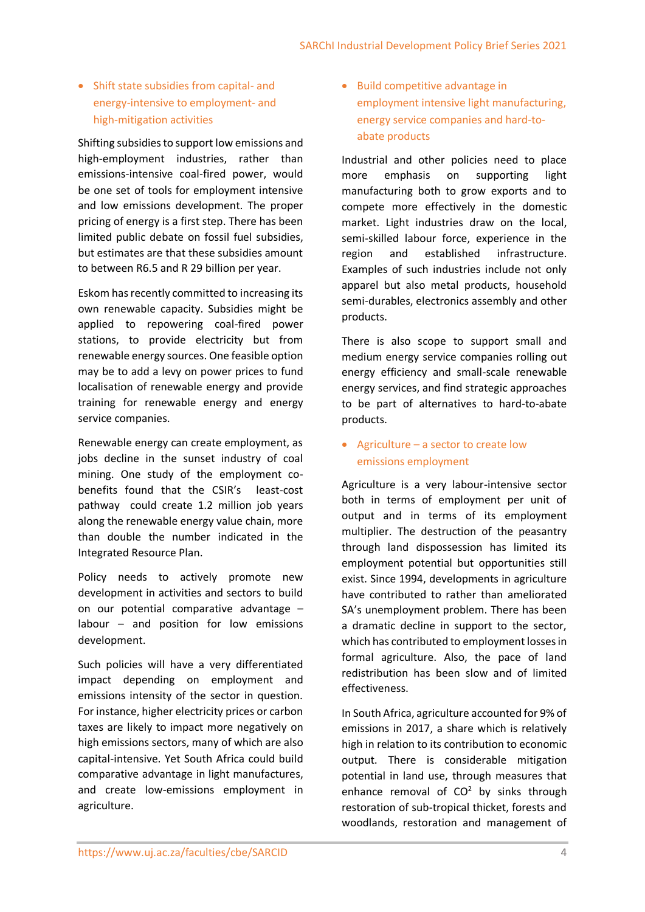- Shift state subsidies from capital- and energy-intensive to employment- and high-mitigation activities

Shifting subsidies to support low emissions and high-employment industries, rather than emissions-intensive coal-fired power, would be one set of tools for employment intensive and low emissions development. The proper pricing of energy is a first step. There has been limited public debate on fossil fuel subsidies, but estimates are that these subsidies amount to between R6.5 and R 29 billion per year.

Eskom has recently committed to increasing its own renewable capacity. Subsidies might be applied to repowering coal-fired power stations, to provide electricity but from renewable energy sources. One feasible option may be to add a levy on power prices to fund localisation of renewable energy and provide training for renewable energy and energy service companies.

Renewable energy can create employment, as jobs decline in the sunset industry of coal mining. One study of the employment co-benefits found that the CSIR's least-cost pathway could create 1.2 million job years along the renewable energy value chain, more than double the number indicated in the Integrated Resource Plan.

Policy needs to actively promote new development in activities and sectors to build on our potential comparative advantage – labour – and position for low emissions development.

Such policies will have a very differentiated impact depending on employment and emissions intensity of the sector in question. For instance, higher electricity prices or carbon taxes are likely to impact more negatively on high emissions sectors, many of which are also capital-intensive. Yet South Africa could build comparative advantage in light manufactures, and create low-emissions employment in agriculture.

- Build competitive advantage in employment intensive light manufacturing, energy service companies and hard-to-abate products

Industrial and other policies need to place more emphasis on supporting light manufacturing both to grow exports and to compete more effectively in the domestic market. Light industries draw on the local, semi-skilled labour force, experience in the region and established infrastructure. Examples of such industries include not only apparel but also metal products, household semi-durables, electronics assembly and other products.

There is also scope to support small and medium energy service companies rolling out energy efficiency and small-scale renewable energy services, and find strategic approaches to be part of alternatives to hard-to-abate products.

- Agriculture – a sector to create low emissions employment

Agriculture is a very labour-intensive sector both in terms of employment per unit of output and in terms of its employment multiplier. The destruction of the peasantry through land dispossession has limited its employment potential but opportunities still exist. Since 1994, developments in agriculture have contributed to rather than ameliorated SA's unemployment problem. There has been a dramatic decline in support to the sector, which has contributed to employment losses in formal agriculture. Also, the pace of land redistribution has been slow and of limited effectiveness.

In South Africa, agriculture accounted for 9% of emissions in 2017, a share which is relatively high in relation to its contribution to economic output. There is considerable mitigation potential in land use, through measures that enhance removal of $CO^2$ by sinks through restoration of sub-tropical thicket, forests and woodlands, restoration and management of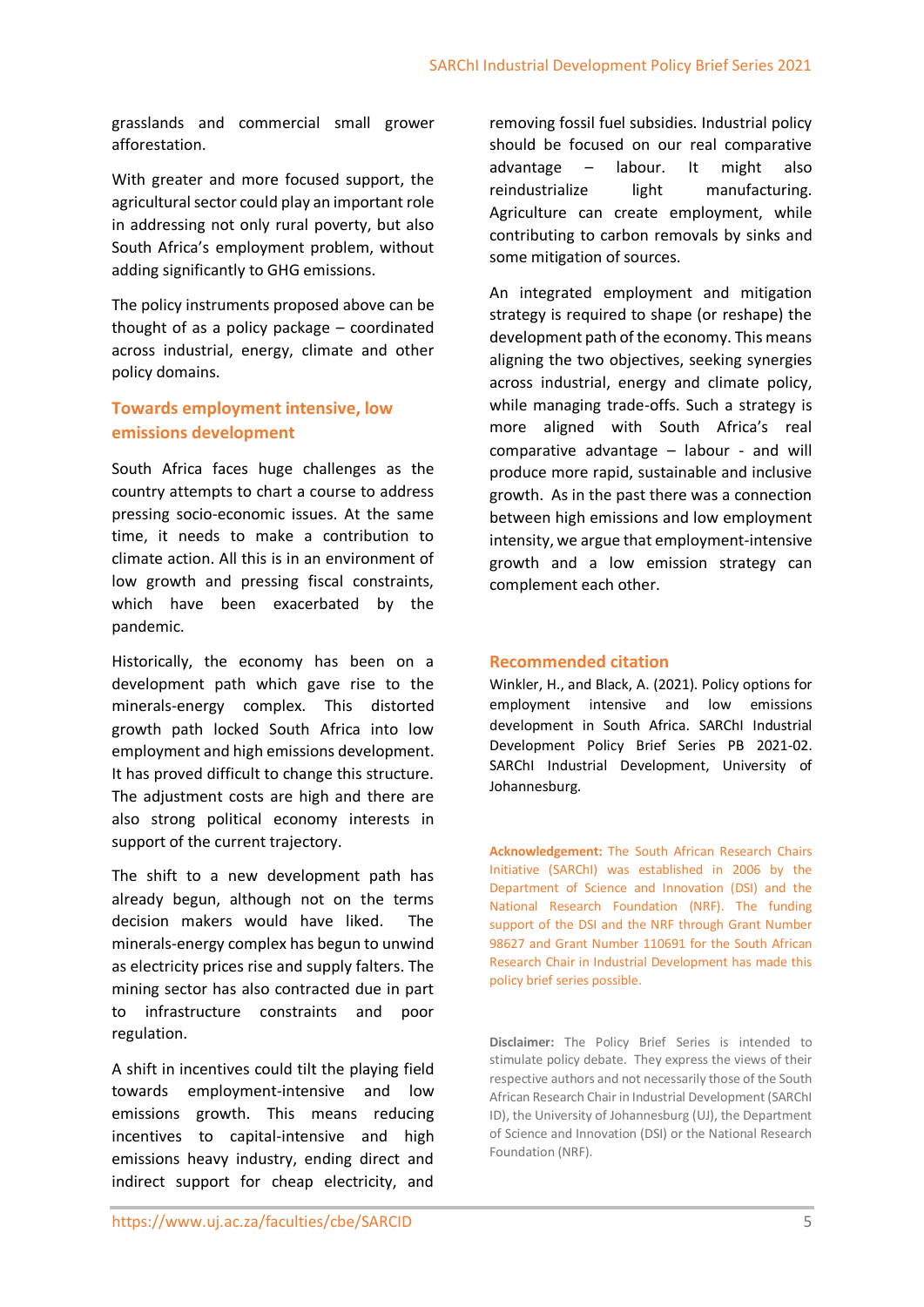grasslands and commercial small grower afforestation.

With greater and more focused support, the agricultural sector could play an important role in addressing not only rural poverty, but also South Africa's employment problem, without adding significantly to GHG emissions.

The policy instruments proposed above can be thought of as a policy package – coordinated across industrial, energy, climate and other policy domains.

## Towards employment intensive, low emissions development

South Africa faces huge challenges as the country attempts to chart a course to address pressing socio-economic issues. At the same time, it needs to make a contribution to climate action. All this is in an environment of low growth and pressing fiscal constraints, which have been exacerbated by the pandemic.

Historically, the economy has been on a development path which gave rise to the minerals-energy complex. This distorted growth path locked South Africa into low employment and high emissions development. It has proved difficult to change this structure. The adjustment costs are high and there are also strong political economy interests in support of the current trajectory.

The shift to a new development path has already begun, although not on the terms decision makers would have liked. The minerals-energy complex has begun to unwind as electricity prices rise and supply falters. The mining sector has also contracted due in part to infrastructure constraints and poor regulation.

A shift in incentives could tilt the playing field towards employment-intensive and low emissions growth. This means reducing incentives to capital-intensive and high emissions heavy industry, ending direct and indirect support for cheap electricity, and removing fossil fuel subsidies. Industrial policy should be focused on our real comparative advantage – labour. It might also reindustrialize light manufacturing. Agriculture can create employment, while contributing to carbon removals by sinks and some mitigation of sources.

An integrated employment and mitigation strategy is required to shape (or reshape) the development path of the economy. This means aligning the two objectives, seeking synergies across industrial, energy and climate policy, while managing trade-offs. Such a strategy is more aligned with South Africa's real comparative advantage – labour - and will produce more rapid, sustainable and inclusive growth. As in the past there was a connection between high emissions and low employment intensity, we argue that employment-intensive growth and a low emission strategy can complement each other.

## Recommended citation

Winkler, H., and Black, A. (2021). Policy options for employment intensive and low emissions development in South Africa. SARChI Industrial Development Policy Brief Series PB 2021-02. SARChI Industrial Development, University of Johannesburg.

**Acknowledgement:** The South African Research Chairs Initiative (SARChI) was established in 2006 by the Department of Science and Innovation (DSI) and the National Research Foundation (NRF). The funding support of the DSI and the NRF through Grant Number 98627 and Grant Number 110691 for the South African Research Chair in Industrial Development has made this policy brief series possible.

**Disclaimer:** The Policy Brief Series is intended to stimulate policy debate. They express the views of their respective authors and not necessarily those of the South African Research Chair in Industrial Development (SARChI ID), the University of Johannesburg (UJ), the Department of Science and Innovation (DSI) or the National Research Foundation (NRF).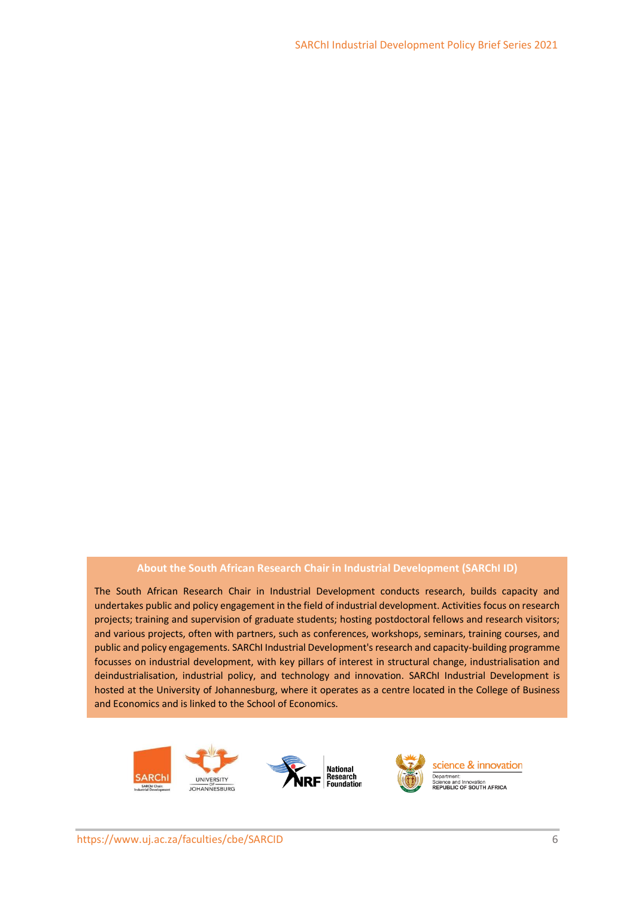## About the South African Research Chair in Industrial Development (SARChI ID)

The South African Research Chair in Industrial Development conducts research, builds capacity and undertakes public and policy engagement in the field of industrial development. Activities focus on research projects; training and supervision of graduate students; hosting postdoctoral fellows and research visitors; and various projects, often with partners, such as conferences, workshops, seminars, training courses, and public and policy engagements. SARChI Industrial Development's research and capacity-building programme focusses on industrial development, with key pillars of interest in structural change, industrialisation and deindustrialisation, industrial policy, and technology and innovation. SARChI Industrial Development is hosted at the University of Johannesburg, where it operates as a centre located in the College of Business and Economics and is linked to the School of Economics.